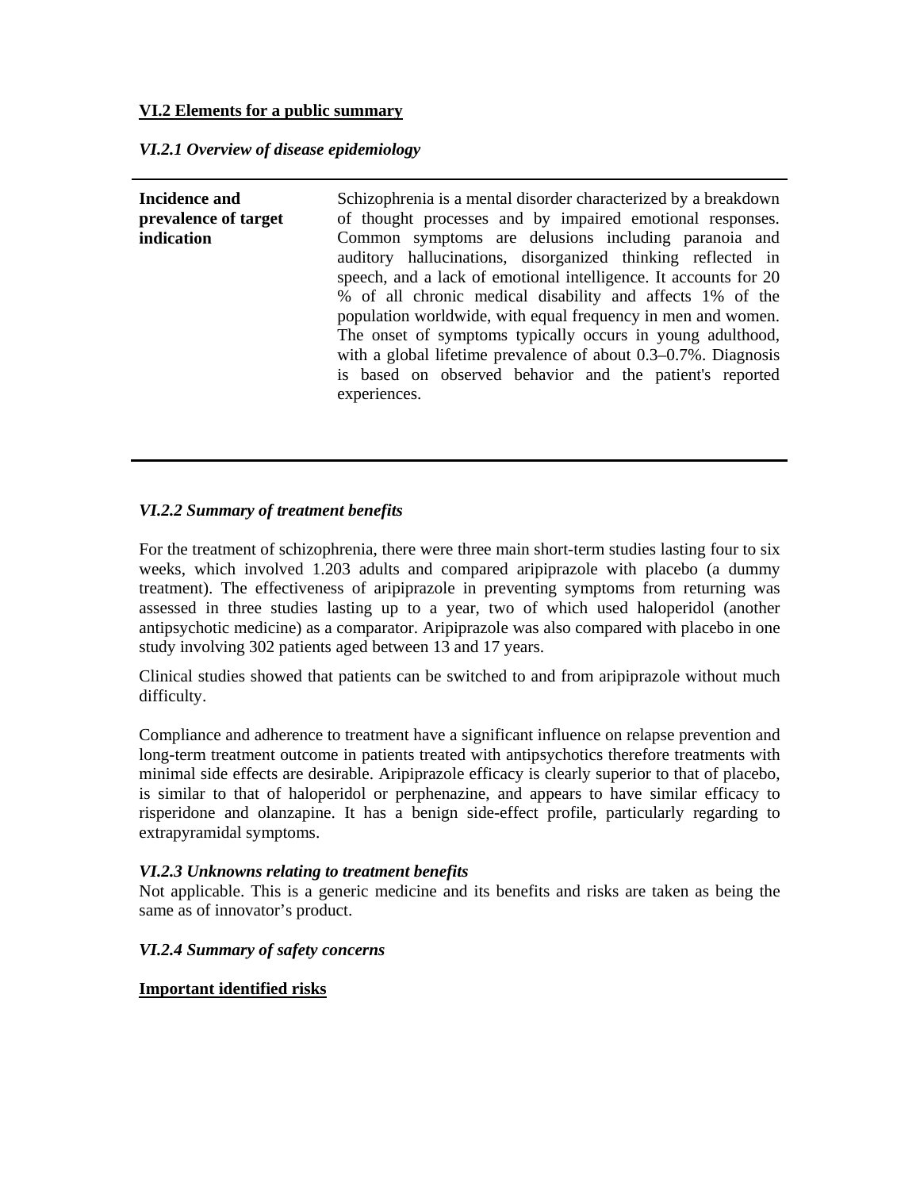**VI.2 Elements for a public summary**

***VI.2.1 Overview of disease epidemiology***

| | |
|---|---|
| **Incidence and prevalence of target indication** | Schizophrenia is a mental disorder characterized by a breakdown of thought processes and by impaired emotional responses. Common symptoms are delusions including paranoia and auditory hallucinations, disorganized thinking reflected in speech, and a lack of emotional intelligence. It accounts for 20 % of all chronic medical disability and affects 1% of the population worldwide, with equal frequency in men and women. The onset of symptoms typically occurs in young adulthood, with a global lifetime prevalence of about 0.3–0.7%. Diagnosis is based on observed behavior and the patient's reported experiences. |

***VI.2.2 Summary of treatment benefits***

For the treatment of schizophrenia, there were three main short-term studies lasting four to six weeks, which involved 1.203 adults and compared aripiprazole with placebo (a dummy treatment). The effectiveness of aripiprazole in preventing symptoms from returning was assessed in three studies lasting up to a year, two of which used haloperidol (another antipsychotic medicine) as a comparator. Aripiprazole was also compared with placebo in one study involving 302 patients aged between 13 and 17 years.

Clinical studies showed that patients can be switched to and from aripiprazole without much difficulty.

Compliance and adherence to treatment have a significant influence on relapse prevention and long-term treatment outcome in patients treated with antipsychotics therefore treatments with minimal side effects are desirable. Aripiprazole efficacy is clearly superior to that of placebo, is similar to that of haloperidol or perphenazine, and appears to have similar efficacy to risperidone and olanzapine. It has a benign side-effect profile, particularly regarding to extrapyramidal symptoms.

***VI.2.3 Unknowns relating to treatment benefits***

Not applicable. This is a generic medicine and its benefits and risks are taken as being the same as of innovator's product.

***VI.2.4 Summary of safety concerns***

**Important identified risks**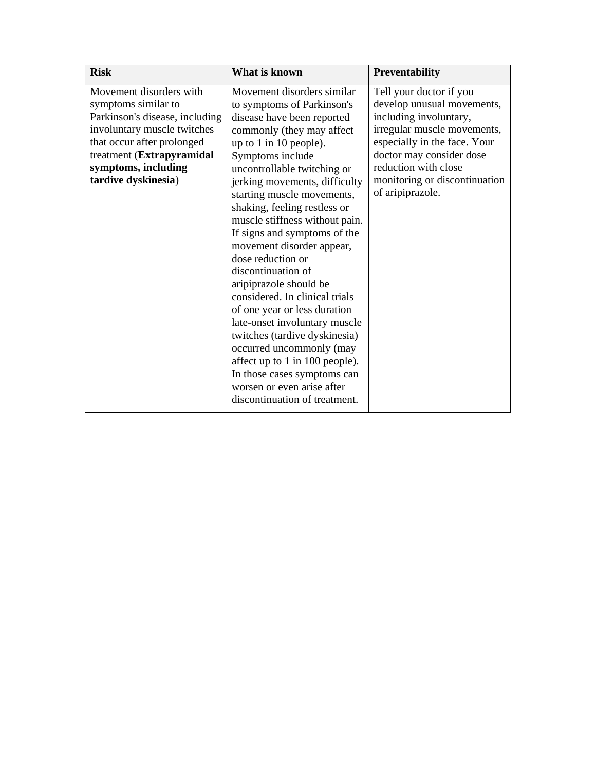| **Risk** | **What is known** | **Preventability** |
|---|---|---|
| Movement disorders with symptoms similar to Parkinson's disease, including involuntary muscle twitches that occur after prolonged treatment (**Extrapyramidal symptoms, including tardive dyskinesia**) | Movement disorders similar to symptoms of Parkinson's disease have been reported commonly (they may affect up to 1 in 10 people). Symptoms include uncontrollable twitching or jerking movements, difficulty starting muscle movements, shaking, feeling restless or muscle stiffness without pain. If signs and symptoms of the movement disorder appear, dose reduction or discontinuation of aripiprazole should be considered. In clinical trials of one year or less duration late-onset involuntary muscle twitches (tardive dyskinesia) occurred uncommonly (may affect up to 1 in 100 people). In those cases symptoms can worsen or even arise after discontinuation of treatment. | Tell your doctor if you develop unusual movements, including involuntary, irregular muscle movements, especially in the face. Your doctor may consider dose reduction with close monitoring or discontinuation of aripiprazole. |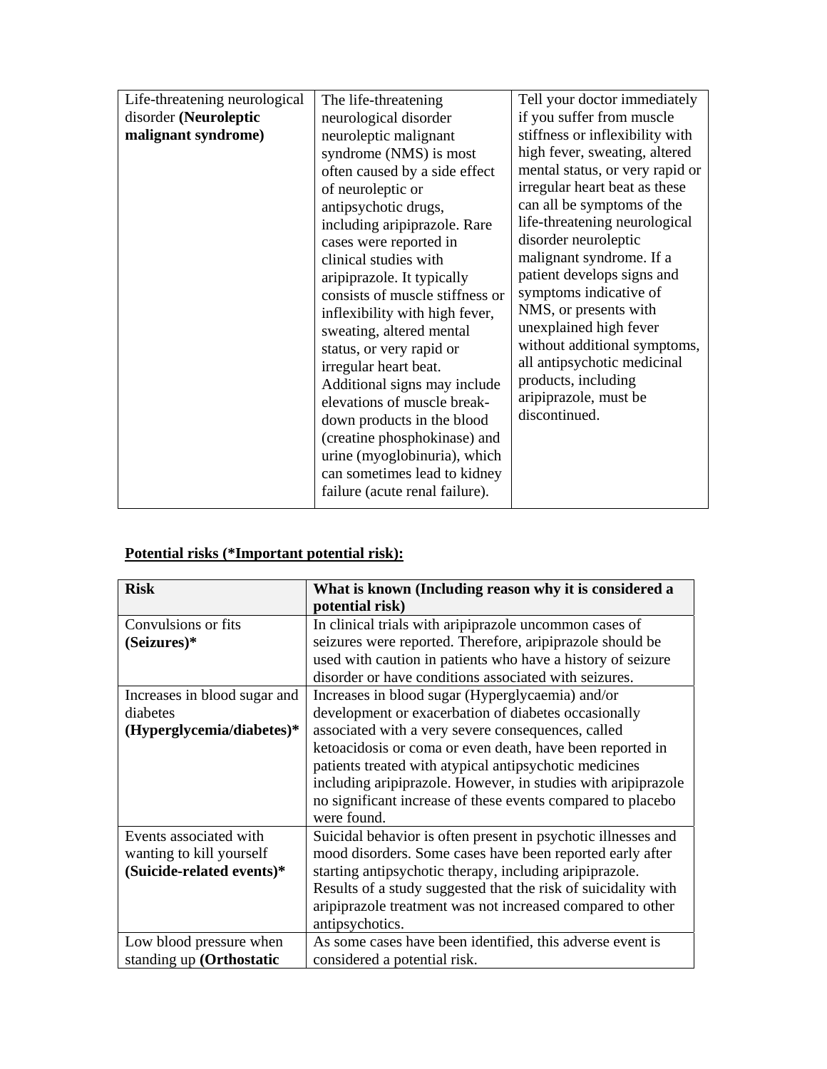| Life-threatening neurological disorder **(Neuroleptic malignant syndrome)** | The life-threatening neurological disorder neuroleptic malignant syndrome (NMS) is most often caused by a side effect of neuroleptic or antipsychotic drugs, including aripiprazole. Rare cases were reported in clinical studies with aripiprazole. It typically consists of muscle stiffness or inflexibility with high fever, sweating, altered mental status, or very rapid or irregular heart beat. Additional signs may include elevations of muscle break-down products in the blood (creatine phosphokinase) and urine (myoglobinuria), which can sometimes lead to kidney failure (acute renal failure). | Tell your doctor immediately if you suffer from muscle stiffness or inflexibility with high fever, sweating, altered mental status, or very rapid or irregular heart beat as these can all be symptoms of the life-threatening neurological disorder neuroleptic malignant syndrome. If a patient develops signs and symptoms indicative of NMS, or presents with unexplained high fever without additional symptoms, all antipsychotic medicinal products, including aripiprazole, must be discontinued. |
|---|---|---|

**Potential risks (*Important potential risk):**

| **Risk** | **What is known (Including reason why it is considered a potential risk)** |
|---|---|
| Convulsions or fits **(Seizures)*** | In clinical trials with aripiprazole uncommon cases of seizures were reported. Therefore, aripiprazole should be used with caution in patients who have a history of seizure disorder or have conditions associated with seizures. |
| Increases in blood sugar and diabetes **(Hyperglycemia/diabetes)*** | Increases in blood sugar (Hyperglycaemia) and/or development or exacerbation of diabetes occasionally associated with a very severe consequences, called ketoacidosis or coma or even death, have been reported in patients treated with atypical antipsychotic medicines including aripiprazole. However, in studies with aripiprazole no significant increase of these events compared to placebo were found. |
| Events associated with wanting to kill yourself **(Suicide-related events)*** | Suicidal behavior is often present in psychotic illnesses and mood disorders. Some cases have been reported early after starting antipsychotic therapy, including aripiprazole. Results of a study suggested that the risk of suicidality with aripiprazole treatment was not increased compared to other antipsychotics. |
| Low blood pressure when standing up **(Orthostatic** | As some cases have been identified, this adverse event is considered a potential risk. |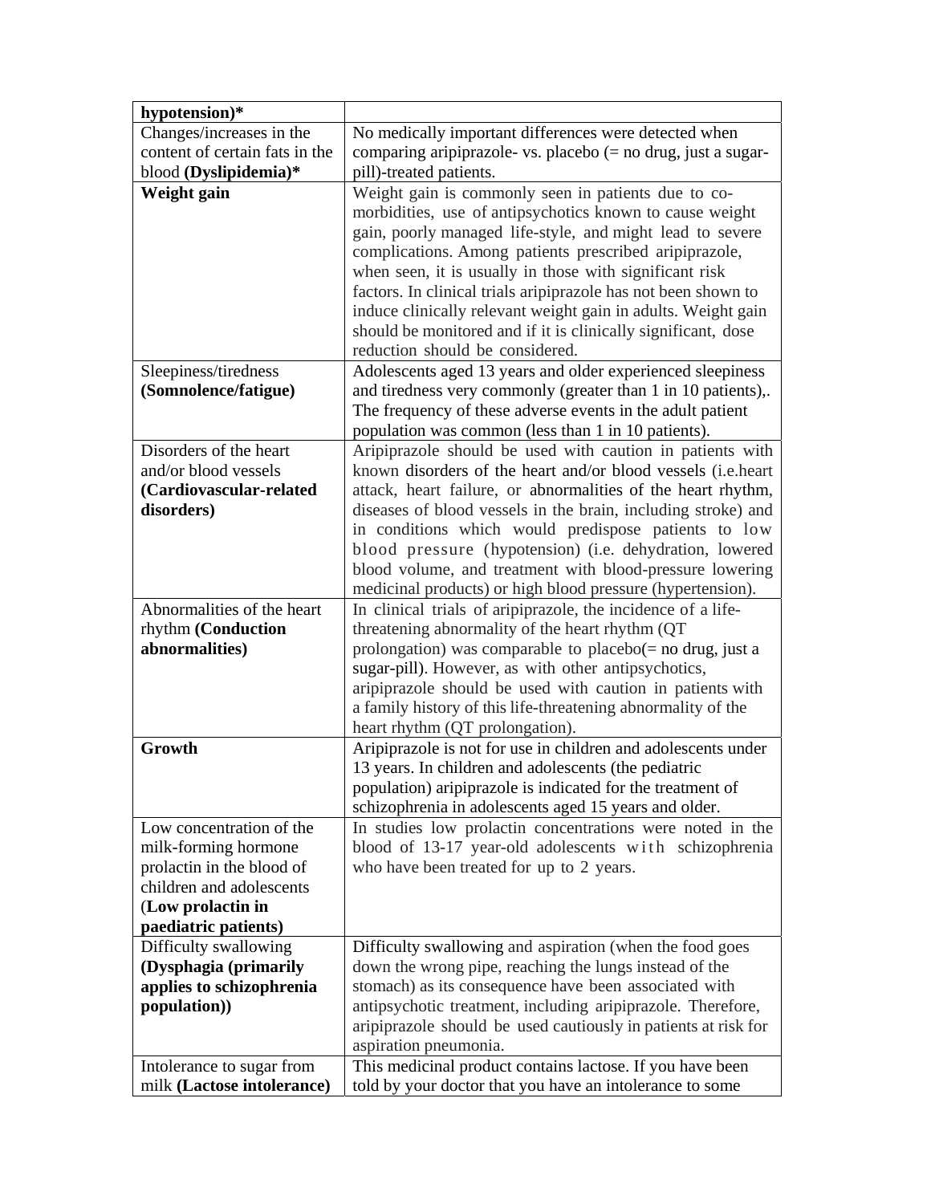| **hypotension)*** | |
|---|---|
| Changes/increases in the content of certain fats in the blood **(Dyslipidemia)*** | No medically important differences were detected when comparing aripiprazole- vs. placebo (= no drug, just a sugar-pill)-treated patients. |
| **Weight gain** | Weight gain is commonly seen in patients due to co-morbidities, use of antipsychotics known to cause weight gain, poorly managed life-style, and might lead to severe complications. Among patients prescribed aripiprazole, when seen, it is usually in those with significant risk factors. In clinical trials aripiprazole has not been shown to induce clinically relevant weight gain in adults. Weight gain should be monitored and if it is clinically significant, dose reduction should be considered. |
| Sleepiness/tiredness **(Somnolence/fatigue)** | Adolescents aged 13 years and older experienced sleepiness and tiredness very commonly (greater than 1 in 10 patients),. The frequency of these adverse events in the adult patient population was common (less than 1 in 10 patients). |
| Disorders of the heart and/or blood vessels **(Cardiovascular-related disorders)** | Aripiprazole should be used with caution in patients with known disorders of the heart and/or blood vessels (i.e.heart attack, heart failure, or abnormalities of the heart rhythm, diseases of blood vessels in the brain, including stroke) and in conditions which would predispose patients to low blood pressure (hypotension) (i.e. dehydration, lowered blood volume, and treatment with blood-pressure lowering medicinal products) or high blood pressure (hypertension). |
| Abnormalities of the heart rhythm **(Conduction abnormalities)** | In clinical trials of aripiprazole, the incidence of a life-threatening abnormality of the heart rhythm (QT prolongation) was comparable to placebo(= no drug, just a sugar-pill). However, as with other antipsychotics, aripiprazole should be used with caution in patients with a family history of this life-threatening abnormality of the heart rhythm (QT prolongation). |
| **Growth** | Aripiprazole is not for use in children and adolescents under 13 years. In children and adolescents (the pediatric population) aripiprazole is indicated for the treatment of schizophrenia in adolescents aged 15 years and older. |
| Low concentration of the milk-forming hormone prolactin in the blood of children and adolescents (**Low prolactin in paediatric patients)** | In studies low prolactin concentrations were noted in the blood of 13-17 year-old adolescents with schizophrenia who have been treated for up to 2 years. |
| Difficulty swallowing **(Dysphagia (primarily applies to schizophrenia population))** | Difficulty swallowing and aspiration (when the food goes down the wrong pipe, reaching the lungs instead of the stomach) as its consequence have been associated with antipsychotic treatment, including aripiprazole. Therefore, aripiprazole should be used cautiously in patients at risk for aspiration pneumonia. |
| Intolerance to sugar from milk **(Lactose intolerance)** | This medicinal product contains lactose. If you have been told by your doctor that you have an intolerance to some |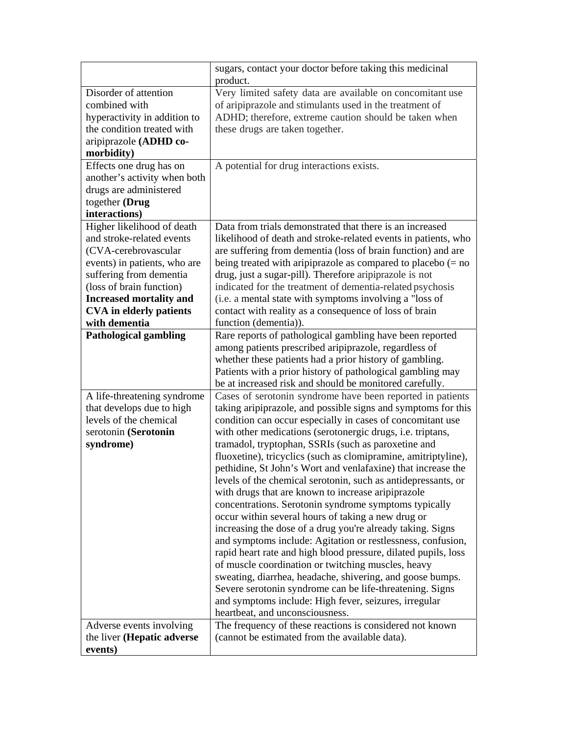| | |
|---|---|
| | sugars, contact your doctor before taking this medicinal product. |
| Disorder of attention combined with hyperactivity in addition to the condition treated with aripiprazole **(ADHD co-morbidity)** | Very limited safety data are available on concomitant use of aripiprazole and stimulants used in the treatment of ADHD; therefore, extreme caution should be taken when these drugs are taken together. |
| Effects one drug has on another's activity when both drugs are administered together **(Drug interactions)** | A potential for drug interactions exists. |
| Higher likelihood of death and stroke-related events (CVA-cerebrovascular events) in patients, who are suffering from dementia (loss of brain function) **Increased mortality and CVA in elderly patients with dementia** | Data from trials demonstrated that there is an increased likelihood of death and stroke-related events in patients, who are suffering from dementia (loss of brain function) and are being treated with aripiprazole as compared to placebo (= no drug, just a sugar-pill). Therefore aripiprazole is not indicated for the treatment of dementia-related psychosis (i.e. a mental state with symptoms involving a "loss of contact with reality as a consequence of loss of brain function (dementia)). |
| **Pathological gambling** | Rare reports of pathological gambling have been reported among patients prescribed aripiprazole, regardless of whether these patients had a prior history of gambling. Patients with a prior history of pathological gambling may be at increased risk and should be monitored carefully. |
| A life-threatening syndrome that develops due to high levels of the chemical serotonin **(Serotonin syndrome)** | Cases of serotonin syndrome have been reported in patients taking aripiprazole, and possible signs and symptoms for this condition can occur especially in cases of concomitant use with other medications (serotonergic drugs, i.e. triptans, tramadol, tryptophan, SSRIs (such as paroxetine and fluoxetine), tricyclics (such as clomipramine, amitriptyline), pethidine, St John's Wort and venlafaxine) that increase the levels of the chemical serotonin, such as antidepressants, or with drugs that are known to increase aripiprazole concentrations. Serotonin syndrome symptoms typically occur within several hours of taking a new drug or increasing the dose of a drug you're already taking. Signs and symptoms include: Agitation or restlessness, confusion, rapid heart rate and high blood pressure, dilated pupils, loss of muscle coordination or twitching muscles, heavy sweating, diarrhea, headache, shivering, and goose bumps. Severe serotonin syndrome can be life-threatening. Signs and symptoms include: High fever, seizures, irregular heartbeat, and unconsciousness. |
| Adverse events involving the liver **(Hepatic adverse events)** | The frequency of these reactions is considered not known (cannot be estimated from the available data). |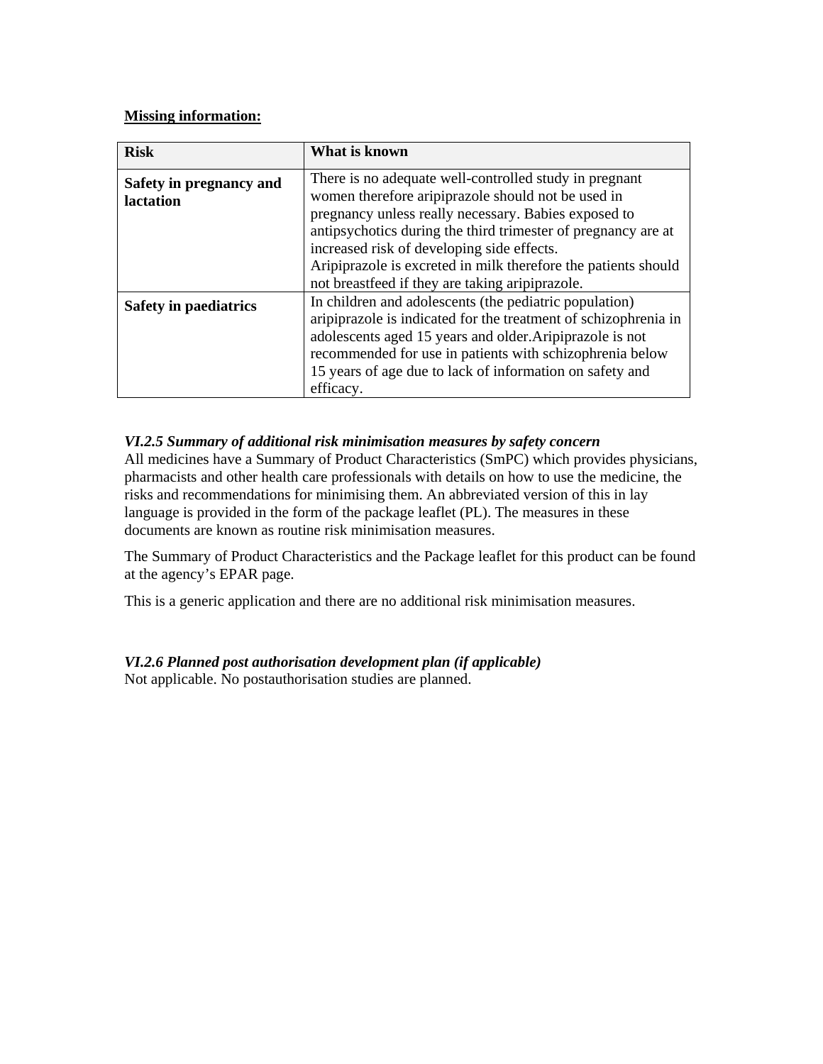**Missing information:**

| Risk | What is known |
|---|---|
| **Safety in pregnancy and lactation** | There is no adequate well-controlled study in pregnant women therefore aripiprazole should not be used in pregnancy unless really necessary. Babies exposed to antipsychotics during the third trimester of pregnancy are at increased risk of developing side effects.<br>Aripiprazole is excreted in milk therefore the patients should not breastfeed if they are taking aripiprazole. |
| **Safety in paediatrics** | In children and adolescents (the pediatric population) aripiprazole is indicated for the treatment of schizophrenia in adolescents aged 15 years and older.Aripiprazole is not recommended for use in patients with schizophrenia below 15 years of age due to lack of information on safety and efficacy. |

***VI.2.5 Summary of additional risk minimisation measures by safety concern***

All medicines have a Summary of Product Characteristics (SmPC) which provides physicians, pharmacists and other health care professionals with details on how to use the medicine, the risks and recommendations for minimising them. An abbreviated version of this in lay language is provided in the form of the package leaflet (PL). The measures in these documents are known as routine risk minimisation measures.

The Summary of Product Characteristics and the Package leaflet for this product can be found at the agency's EPAR page.

This is a generic application and there are no additional risk minimisation measures.

***VI.2.6 Planned post authorisation development plan (if applicable)***

Not applicable. No postauthorisation studies are planned.